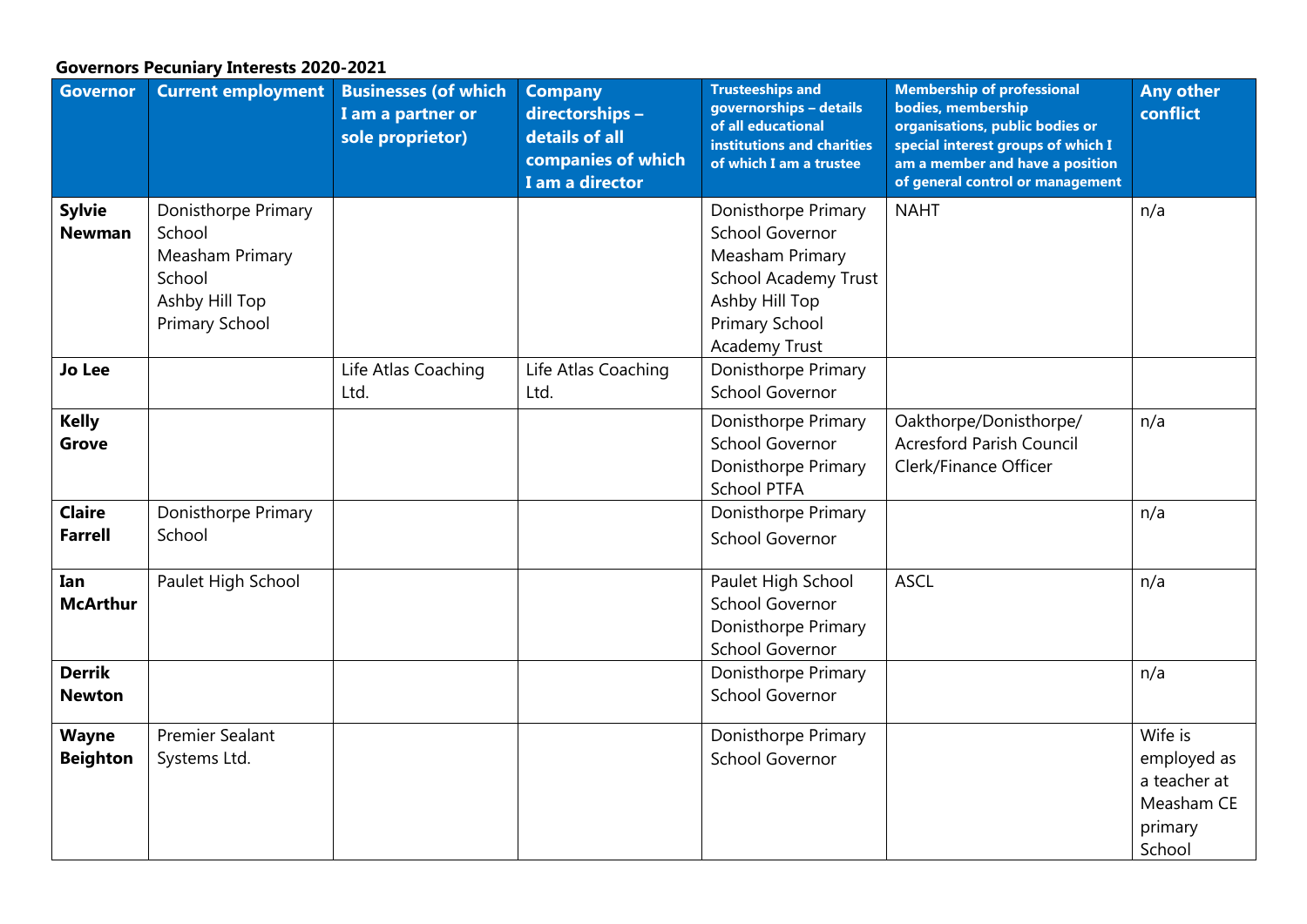**Governors Pecuniary Interests 2020-2021**

| Governor | Current employment | Businesses (of which I am a partner or sole proprietor) | Company directorships – details of all companies of which I am a director | Trusteeships and governorships – details of all educational institutions and charities of which I am a trustee | Membership of professional bodies, membership organisations, public bodies or special interest groups of which I am a member and have a position of general control or management | Any other conflict |
|---|---|---|---|---|---|---|
| **Sylvie Newman** | Donisthorpe Primary School<br>Measham Primary School<br>Ashby Hill Top Primary School | | | Donisthorpe Primary School Governor<br>Measham Primary School Academy Trust<br>Ashby Hill Top Primary School Academy Trust | NAHT | n/a |
| **Jo Lee** | | Life Atlas Coaching Ltd. | Life Atlas Coaching Ltd. | Donisthorpe Primary School Governor | | |
| **Kelly Grove** | | | | Donisthorpe Primary School Governor<br>Donisthorpe Primary School PTFA | Oakthorpe/Donisthorpe/ Acresford Parish Council Clerk/Finance Officer | n/a |
| **Claire Farrell** | Donisthorpe Primary School | | | Donisthorpe Primary School Governor | | n/a |
| **Ian McArthur** | Paulet High School | | | Paulet High School School Governor<br>Donisthorpe Primary School Governor | ASCL | n/a |
| **Derrik Newton** | | | | Donisthorpe Primary School Governor | | n/a |
| **Wayne Beighton** | Premier Sealant Systems Ltd. | | | Donisthorpe Primary School Governor | | Wife is employed as a teacher at Measham CE primary School |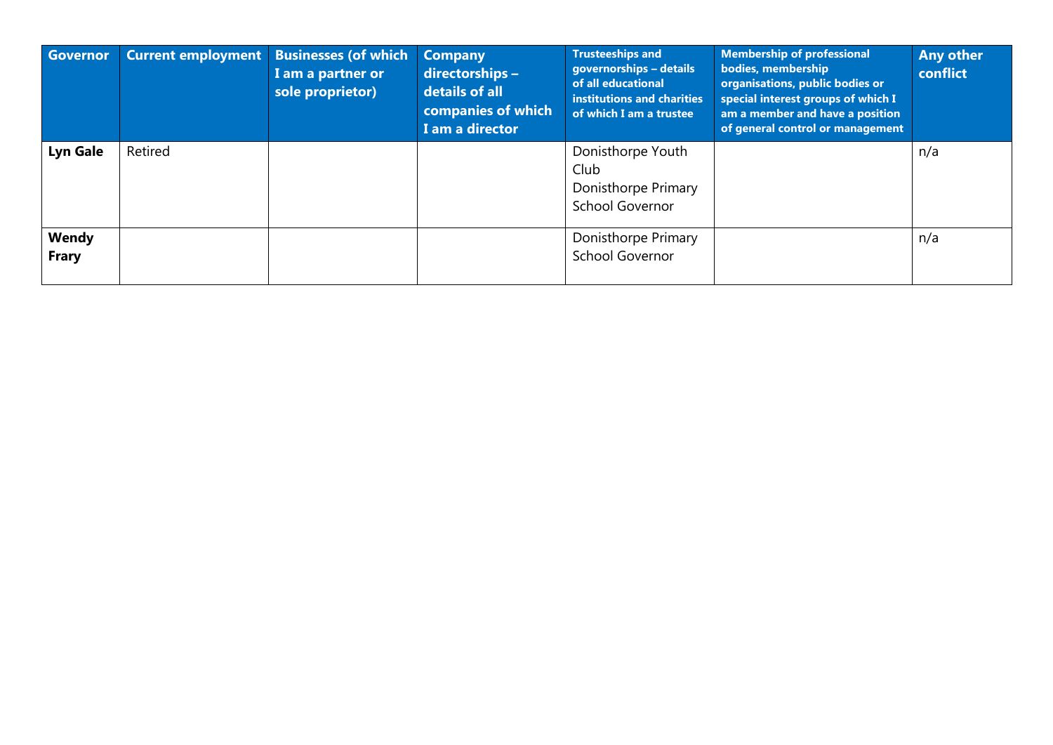| Governor | Current employment | Businesses (of which I am a partner or sole proprietor) | Company directorships – details of all companies of which I am a director | Trusteeships and governorships – details of all educational institutions and charities of which I am a trustee | Membership of professional bodies, membership organisations, public bodies or special interest groups of which I am a member and have a position of general control or management | Any other conflict |
|---|---|---|---|---|---|---|
| **Lyn Gale** | Retired | | | Donisthorpe Youth Club<br>Donisthorpe Primary School Governor | | n/a |
| **Wendy Frary** | | | | Donisthorpe Primary School Governor | | n/a |